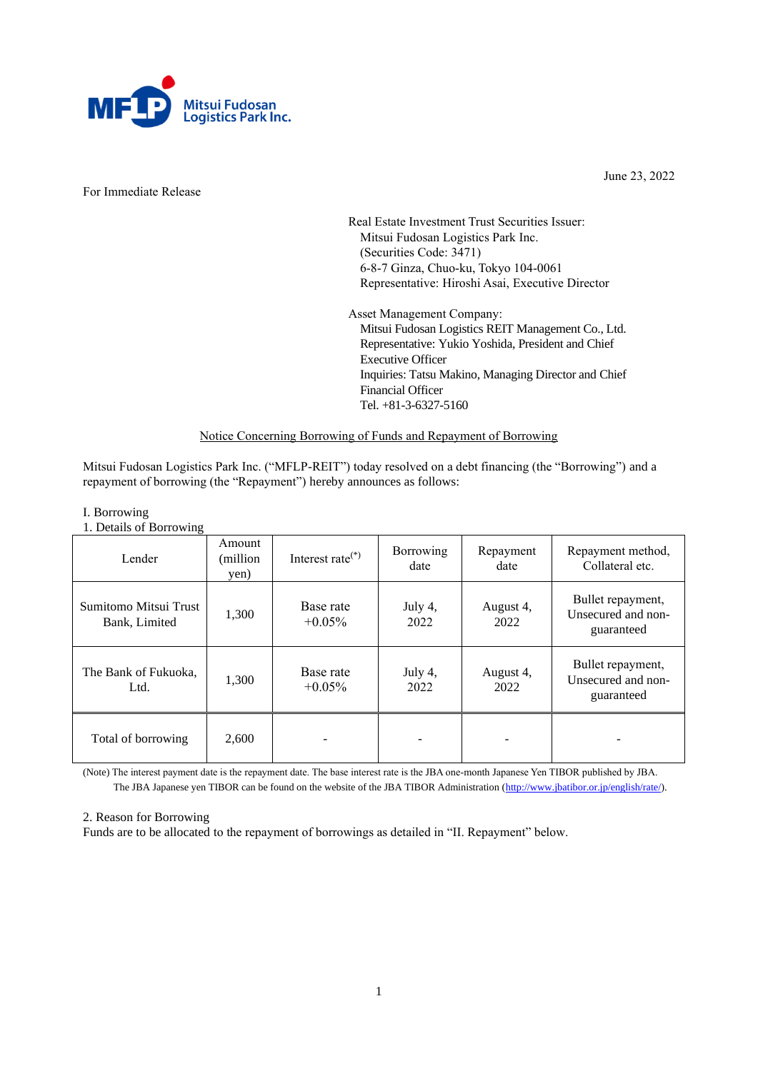June 23, 2022

For Immediate Release

Real Estate Investment Trust Securities Issuer:
Mitsui Fudosan Logistics Park Inc.
(Securities Code: 3471)
6-8-7 Ginza, Chuo-ku, Tokyo 104-0061
Representative: Hiroshi Asai, Executive Director

Asset Management Company:
Mitsui Fudosan Logistics REIT Management Co., Ltd.
Representative: Yukio Yoshida, President and Chief Executive Officer
Inquiries: Tatsu Makino, Managing Director and Chief Financial Officer
Tel. +81-3-6327-5160

# Notice Concerning Borrowing of Funds and Repayment of Borrowing

Mitsui Fudosan Logistics Park Inc. ("MFLP-REIT") today resolved on a debt financing (the "Borrowing") and a repayment of borrowing (the "Repayment") hereby announces as follows:

## I. Borrowing

### 1. Details of Borrowing

| Lender | Amount (million yen) | Interest rate(*) | Borrowing date | Repayment date | Repayment method, Collateral etc. |
|---|---|---|---|---|---|
| Sumitomo Mitsui Trust Bank, Limited | 1,300 | Base rate +0.05% | July 4, 2022 | August 4, 2022 | Bullet repayment, Unsecured and non-guaranteed |
| The Bank of Fukuoka, Ltd. | 1,300 | Base rate +0.05% | July 4, 2022 | August 4, 2022 | Bullet repayment, Unsecured and non-guaranteed |
| Total of borrowing | 2,600 | - | - | - | - |

(Note) The interest payment date is the repayment date. The base interest rate is the JBA one-month Japanese Yen TIBOR published by JBA. The JBA Japanese yen TIBOR can be found on the website of the JBA TIBOR Administration (http://www.jbatibor.or.jp/english/rate/).

### 2. Reason for Borrowing

Funds are to be allocated to the repayment of borrowings as detailed in "II. Repayment" below.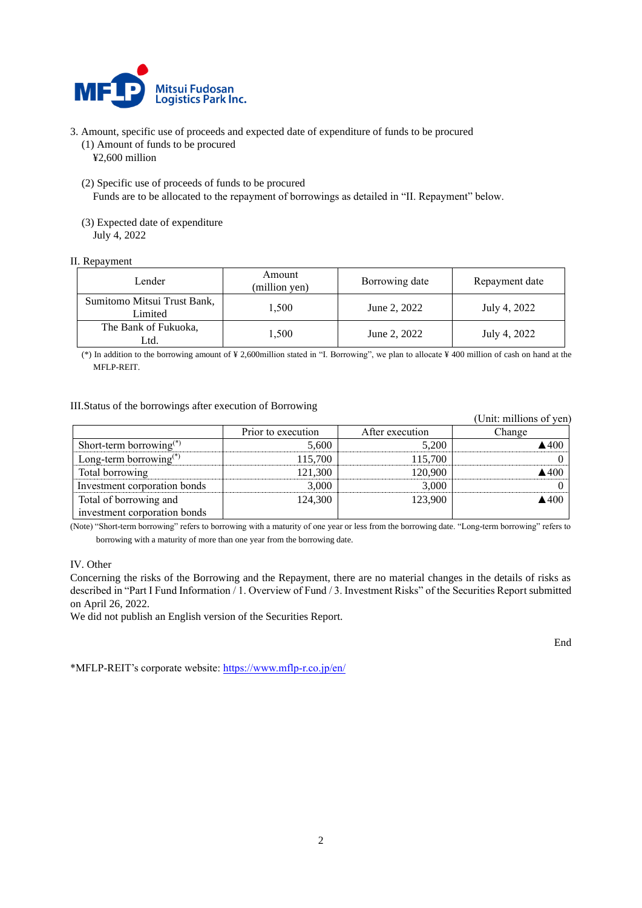3. Amount, specific use of proceeds and expected date of expenditure of funds to be procured
   (1) Amount of funds to be procured
   ¥2,600 million

   (2) Specific use of proceeds of funds to be procured
   Funds are to be allocated to the repayment of borrowings as detailed in "II. Repayment" below.

   (3) Expected date of expenditure
   July 4, 2022

II. Repayment

| Lender | Amount (million yen) | Borrowing date | Repayment date |
|---|---|---|---|
| Sumitomo Mitsui Trust Bank, Limited | 1,500 | June 2, 2022 | July 4, 2022 |
| The Bank of Fukuoka, Ltd. | 1,500 | June 2, 2022 | July 4, 2022 |

(*) In addition to the borrowing amount of ¥ 2,600million stated in "I. Borrowing", we plan to allocate ¥ 400 million of cash on hand at the MFLP-REIT.

III.Status of the borrowings after execution of Borrowing

(Unit: millions of yen)

| | Prior to execution | After execution | Change |
|---|---|---|---|
| Short-term borrowing(*) | 5,600 | 5,200 | ▲400 |
| Long-term borrowing(*) | 115,700 | 115,700 | 0 |
| Total borrowing | 121,300 | 120,900 | ▲400 |
| Investment corporation bonds | 3,000 | 3,000 | 0 |
| Total of borrowing and investment corporation bonds | 124,300 | 123,900 | ▲400 |

(Note) "Short-term borrowing" refers to borrowing with a maturity of one year or less from the borrowing date. "Long-term borrowing" refers to borrowing with a maturity of more than one year from the borrowing date.

IV. Other

Concerning the risks of the Borrowing and the Repayment, there are no material changes in the details of risks as described in "Part I Fund Information / 1. Overview of Fund / 3. Investment Risks" of the Securities Report submitted on April 26, 2022.

We did not publish an English version of the Securities Report.

End

*MFLP-REIT's corporate website: https://www.mflp-r.co.jp/en/